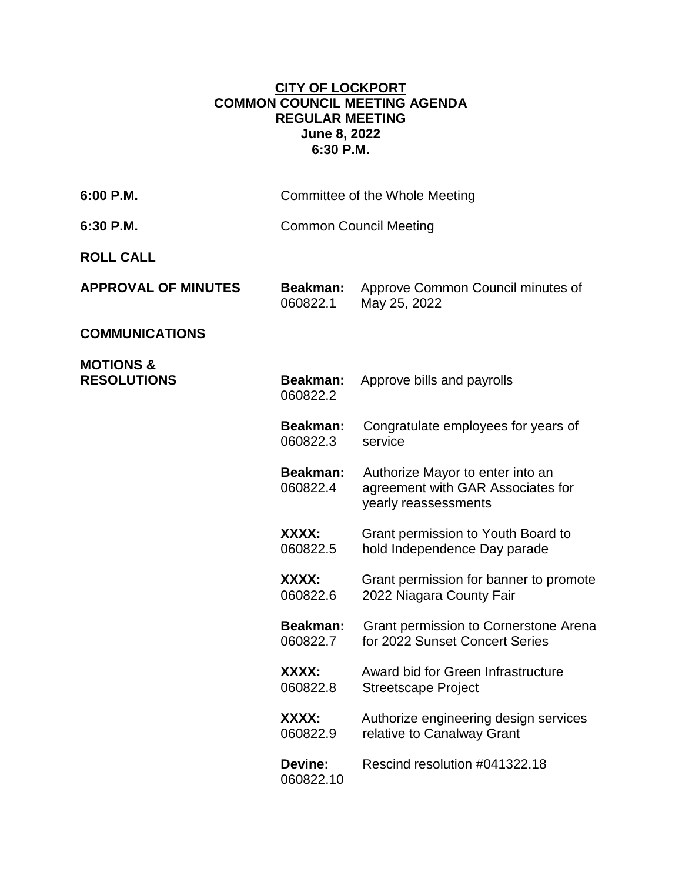# CITY OF LOCKPORT
## COMMON COUNCIL MEETING AGENDA
## REGULAR MEETING
**June 8, 2022**
**6:30 P.M.**

| | | |
|---|---|---|
| **6:00 P.M.** | Committee of the Whole Meeting | |
| **6:30 P.M.** | Common Council Meeting | |
| **ROLL CALL** | | |
| **APPROVAL OF MINUTES** | **Beakman:** 060822.1 | Approve Common Council minutes of May 25, 2022 |
| **COMMUNICATIONS** | | |
| **MOTIONS & RESOLUTIONS** | **Beakman:** 060822.2 | Approve bills and payrolls |
| | **Beakman:** 060822.3 | Congratulate employees for years of service |
| | **Beakman:** 060822.4 | Authorize Mayor to enter into an agreement with GAR Associates for yearly reassessments |
| | **XXXX:** 060822.5 | Grant permission to Youth Board to hold Independence Day parade |
| | **XXXX:** 060822.6 | Grant permission for banner to promote 2022 Niagara County Fair |
| | **Beakman:** 060822.7 | Grant permission to Cornerstone Arena for 2022 Sunset Concert Series |
| | **XXXX:** 060822.8 | Award bid for Green Infrastructure Streetscape Project |
| | **XXXX:** 060822.9 | Authorize engineering design services relative to Canalway Grant |
| | **Devine:** 060822.10 | Rescind resolution #041322.18 |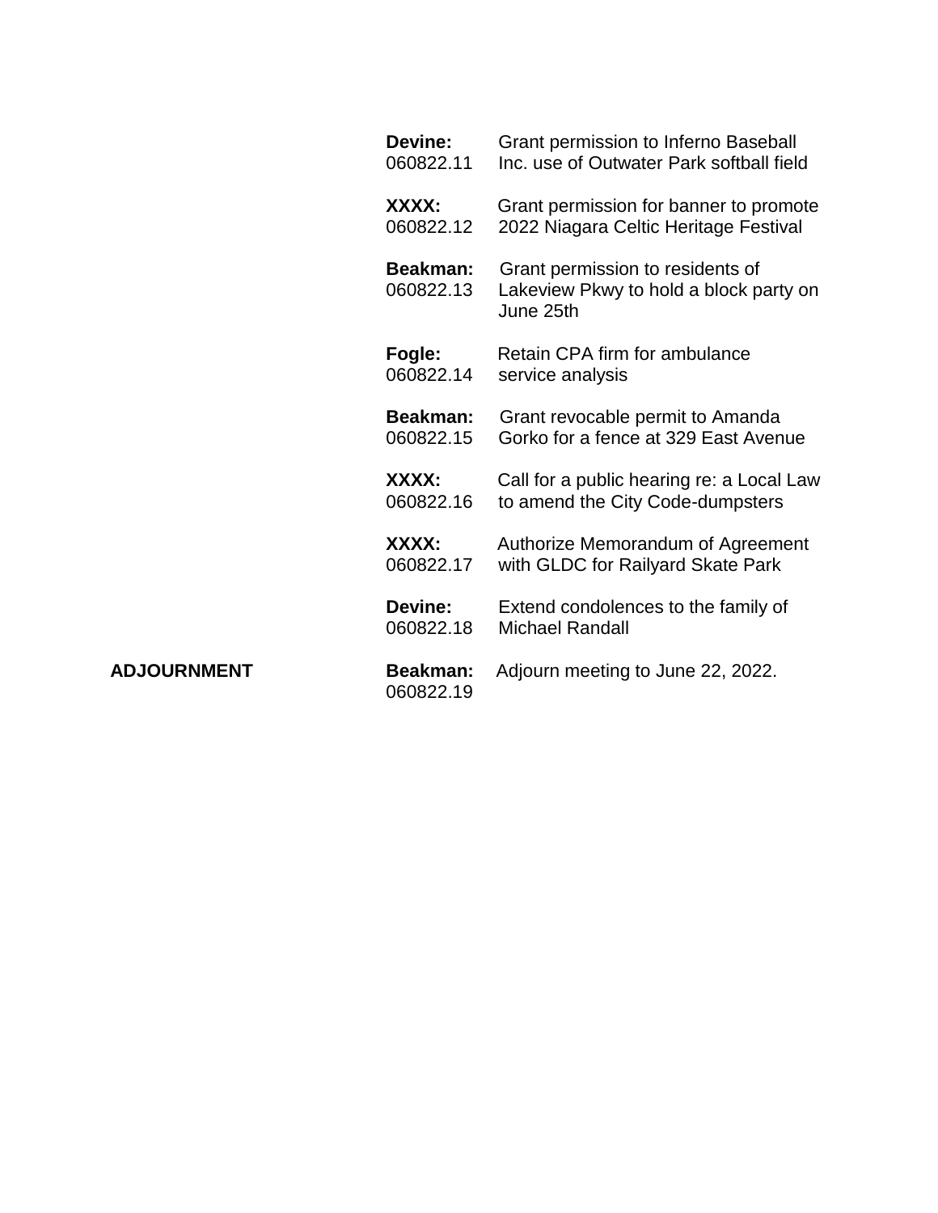**Devine:** Grant permission to Inferno Baseball
060822.11 Inc. use of Outwater Park softball field

**XXXX:** Grant permission for banner to promote
060822.12 2022 Niagara Celtic Heritage Festival

**Beakman:** Grant permission to residents of
060822.13 Lakeview Pkwy to hold a block party on June 25th

**Fogle:** Retain CPA firm for ambulance
060822.14 service analysis

**Beakman:** Grant revocable permit to Amanda
060822.15 Gorko for a fence at 329 East Avenue

**XXXX:** Call for a public hearing re: a Local Law
060822.16 to amend the City Code-dumpsters

**XXXX:** Authorize Memorandum of Agreement
060822.17 with GLDC for Railyard Skate Park

**Devine:** Extend condolences to the family of
060822.18 Michael Randall

**ADJOURNMENT**

**Beakman:** Adjourn meeting to June 22, 2022.
060822.19